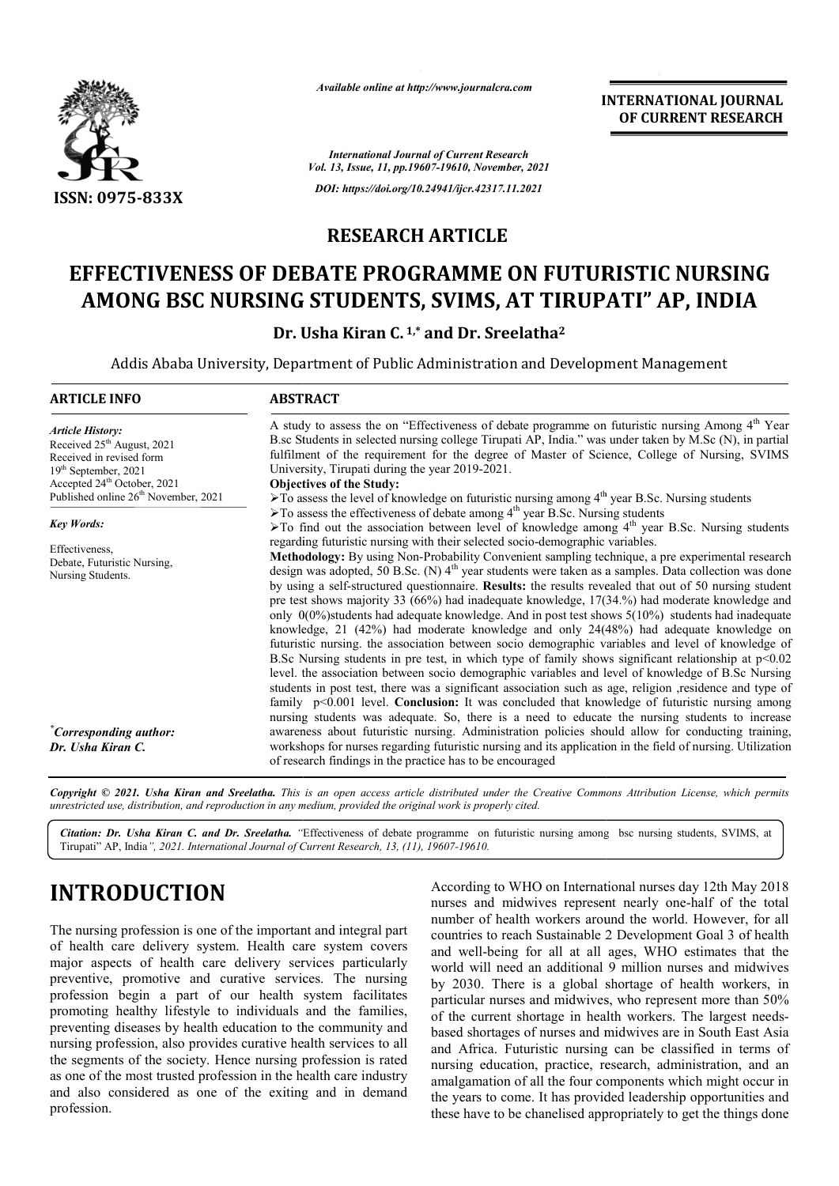*Available online at http://www.journalcra.com*

ISSN: 0975-833X

*International Journal of Current Research*
*Vol. 13, Issue, 11, pp.19607-19610, November, 2021*

*DOI: https://doi.org/10.24941/ijcr.42317.11.2021*

**INTERNATIONAL JOURNAL OF CURRENT RESEARCH**

## RESEARCH ARTICLE

# EFFECTIVENESS OF DEBATE PROGRAMME ON FUTURISTIC NURSING AMONG BSC NURSING STUDENTS, SVIMS, AT TIRUPATI" AP, INDIA

**Dr. Usha Kiran C.[1,*] and Dr. Sreelatha[2]**

Addis Ababa University, Department of Public Administration and Development Management

### ARTICLE INFO

*Article History:*
Received 25[th] August, 2021
Received in revised form
19[th] September, 2021
Accepted 24[th] October, 2021
Published online 26[th] November, 2021

*Key Words:*
Effectiveness,
Debate, Futuristic Nursing,
Nursing Students.

*[*]Corresponding author:*
*Dr. Usha Kiran C.*

### ABSTRACT

A study to assess the on "Effectiveness of debate programme on futuristic nursing Among 4[th] Year B.sc Students in selected nursing college Tirupati AP, India." was under taken by M.Sc (N), in partial fulfilment of the requirement for the degree of Master of Science, College of Nursing, SVIMS University, Tirupati during the year 2019-2021.

**Objectives of the Study:**

- ➢To assess the level of knowledge on futuristic nursing among 4[th] year B.Sc. Nursing students
- ➢To assess the effectiveness of debate among 4[th] year B.Sc. Nursing students
- ➢To find out the association between level of knowledge among 4[th] year B.Sc. Nursing students regarding futuristic nursing with their selected socio-demographic variables.

**Methodology:** By using Non-Probability Convenient sampling technique, a pre experimental research design was adopted, 50 B.Sc. (N) 4[th] year students were taken as a samples. Data collection was done by using a self-structured questionnaire. **Results:** the results revealed that out of 50 nursing student pre test shows majority 33 (66%) had inadequate knowledge, 17(34.%) had moderate knowledge and only 0(0%)students had adequate knowledge. And in post test shows 5(10%) students had inadequate knowledge, 21 (42%) had moderate knowledge and only 24(48%) had adequate knowledge on futuristic nursing. the association between socio demographic variables and level of knowledge of B.Sc Nursing students in pre test, in which type of family shows significant relationship at $p<0.02$ level. the association between socio demographic variables and level of knowledge of B.Sc Nursing students in post test, there was a significant association such as age, religion ,residence and type of family $p<0.001$ level. **Conclusion:** It was concluded that knowledge of futuristic nursing among nursing students was adequate. So, there is a need to educate the nursing students to increase awareness about futuristic nursing. Administration policies should allow for conducting training, workshops for nurses regarding futuristic nursing and its application in the field of nursing. Utilization of research findings in the practice has to be encouraged

*Copyright © 2021. Usha Kiran and Sreelatha. This is an open access article distributed under the Creative Commons Attribution License, which permits unrestricted use, distribution, and reproduction in any medium, provided the original work is properly cited.*

*Citation: Dr. Usha Kiran C. and Dr. Sreelatha. "*Effectiveness of debate programme on futuristic nursing among bsc nursing students, SVIMS, at Tirupati" AP, India*", 2021. International Journal of Current Research, 13, (11), 19607-19610.*

# INTRODUCTION

The nursing profession is one of the important and integral part of health care delivery system. Health care system covers major aspects of health care delivery services particularly preventive, promotive and curative services. The nursing profession begin a part of our health system facilitates promoting healthy lifestyle to individuals and the families, preventing diseases by health education to the community and nursing profession, also provides curative health services to all the segments of the society. Hence nursing profession is rated as one of the most trusted profession in the health care industry and also considered as one of the exiting and in demand profession.

According to WHO on International nurses day 12th May 2018 nurses and midwives represent nearly one-half of the total number of health workers around the world. However, for all countries to reach Sustainable 2 Development Goal 3 of health and well-being for all at all ages, WHO estimates that the world will need an additional 9 million nurses and midwives by 2030. There is a global shortage of health workers, in particular nurses and midwives, who represent more than 50% of the current shortage in health workers. The largest needs-based shortages of nurses and midwives are in South East Asia and Africa. Futuristic nursing can be classified in terms of nursing education, practice, research, administration, and an amalgamation of all the four components which might occur in the years to come. It has provided leadership opportunities and these have to be chanelised appropriately to get the things done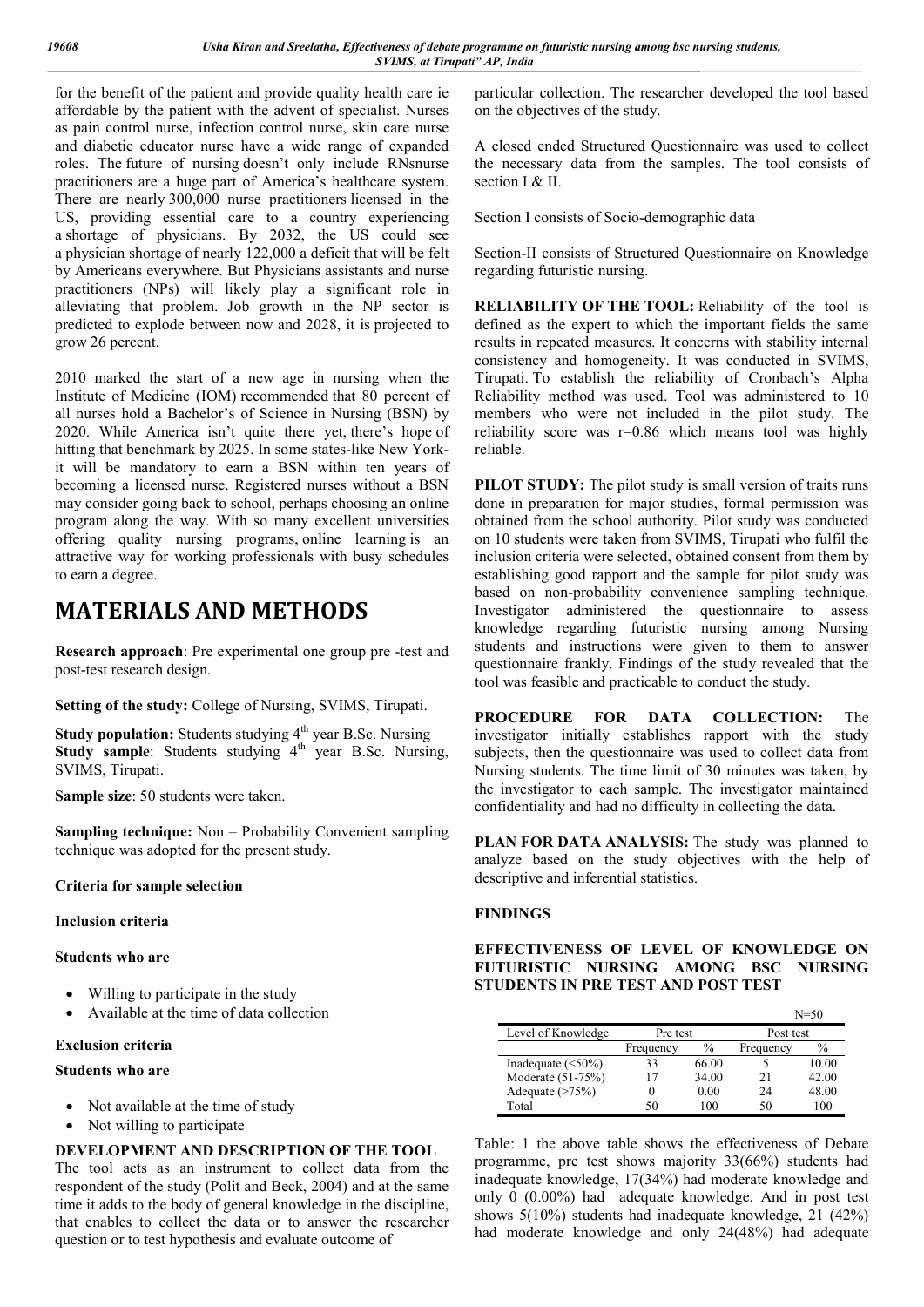for the benefit of the patient and provide quality health care ie affordable by the patient with the advent of specialist. Nurses as pain control nurse, infection control nurse, skin care nurse and diabetic educator nurse have a wide range of expanded roles. The future of nursing doesn't only include RNsnurse practitioners are a huge part of America's healthcare system. There are nearly 300,000 nurse practitioners licensed in the US, providing essential care to a country experiencing a shortage of physicians. By 2032, the US could see a physician shortage of nearly 122,000 a deficit that will be felt by Americans everywhere. But Physicians assistants and nurse practitioners (NPs) will likely play a significant role in alleviating that problem. Job growth in the NP sector is predicted to explode between now and 2028, it is projected to grow 26 percent.

2010 marked the start of a new age in nursing when the Institute of Medicine (IOM) recommended that 80 percent of all nurses hold a Bachelor's of Science in Nursing (BSN) by 2020. While America isn't quite there yet, there's hope of hitting that benchmark by 2025. In some states-like New York- it will be mandatory to earn a BSN within ten years of becoming a licensed nurse. Registered nurses without a BSN may consider going back to school, perhaps choosing an online program along the way. With so many excellent universities offering quality nursing programs, online learning is an attractive way for working professionals with busy schedules to earn a degree.

# MATERIALS AND METHODS

**Research approach**: Pre experimental one group pre -test and post-test research design.

**Setting of the study:** College of Nursing, SVIMS, Tirupati.

**Study population:** Students studying 4th year B.Sc. Nursing
**Study sample**: Students studying 4th year B.Sc. Nursing, SVIMS, Tirupati.

**Sample size**: 50 students were taken.

**Sampling technique:** Non – Probability Convenient sampling technique was adopted for the present study.

**Criteria for sample selection**

**Inclusion criteria**

**Students who are**

- Willing to participate in the study
- Available at the time of data collection

**Exclusion criteria**

**Students who are**

- Not available at the time of study
- Not willing to participate

**DEVELOPMENT AND DESCRIPTION OF THE TOOL**

The tool acts as an instrument to collect data from the respondent of the study (Polit and Beck, 2004) and at the same time it adds to the body of general knowledge in the discipline, that enables to collect the data or to answer the researcher question or to test hypothesis and evaluate outcome of particular collection. The researcher developed the tool based on the objectives of the study.

A closed ended Structured Questionnaire was used to collect the necessary data from the samples. The tool consists of section I & II.

Section I consists of Socio-demographic data

Section-II consists of Structured Questionnaire on Knowledge regarding futuristic nursing.

**RELIABILITY OF THE TOOL:** Reliability of the tool is defined as the expert to which the important fields the same results in repeated measures. It concerns with stability internal consistency and homogeneity. It was conducted in SVIMS, Tirupati. To establish the reliability of Cronbach's Alpha Reliability method was used. Tool was administered to 10 members who were not included in the pilot study. The reliability score was r=0.86 which means tool was highly reliable.

**PILOT STUDY:** The pilot study is small version of traits runs done in preparation for major studies, formal permission was obtained from the school authority. Pilot study was conducted on 10 students were taken from SVIMS, Tirupati who fulfil the inclusion criteria were selected, obtained consent from them by establishing good rapport and the sample for pilot study was based on non-probability convenience sampling technique. Investigator administered the questionnaire to assess knowledge regarding futuristic nursing among Nursing students and instructions were given to them to answer questionnaire frankly. Findings of the study revealed that the tool was feasible and practicable to conduct the study.

**PROCEDURE FOR DATA COLLECTION:** The investigator initially establishes rapport with the study subjects, then the questionnaire was used to collect data from Nursing students. The time limit of 30 minutes was taken, by the investigator to each sample. The investigator maintained confidentiality and had no difficulty in collecting the data.

**PLAN FOR DATA ANALYSIS:** The study was planned to analyze based on the study objectives with the help of descriptive and inferential statistics.

**FINDINGS**

**EFFECTIVENESS OF LEVEL OF KNOWLEDGE ON FUTURISTIC NURSING AMONG BSC NURSING STUDENTS IN PRE TEST AND POST TEST**

N=50

| Level of Knowledge | Pre test | | Post test | |
|---|---|---|---|---|
| | Frequency | % | Frequency | % |
| Inadequate (<50%) | 33 | 66.00 | 5 | 10.00 |
| Moderate (51-75%) | 17 | 34.00 | 21 | 42.00 |
| Adequate (>75%) | 0 | 0.00 | 24 | 48.00 |
| Total | 50 | 100 | 50 | 100 |

Table: 1 the above table shows the effectiveness of Debate programme, pre test shows majority 33(66%) students had inadequate knowledge, 17(34%) had moderate knowledge and only 0 (0.00%) had adequate knowledge. And in post test shows 5(10%) students had inadequate knowledge, 21 (42%) had moderate knowledge and only 24(48%) had adequate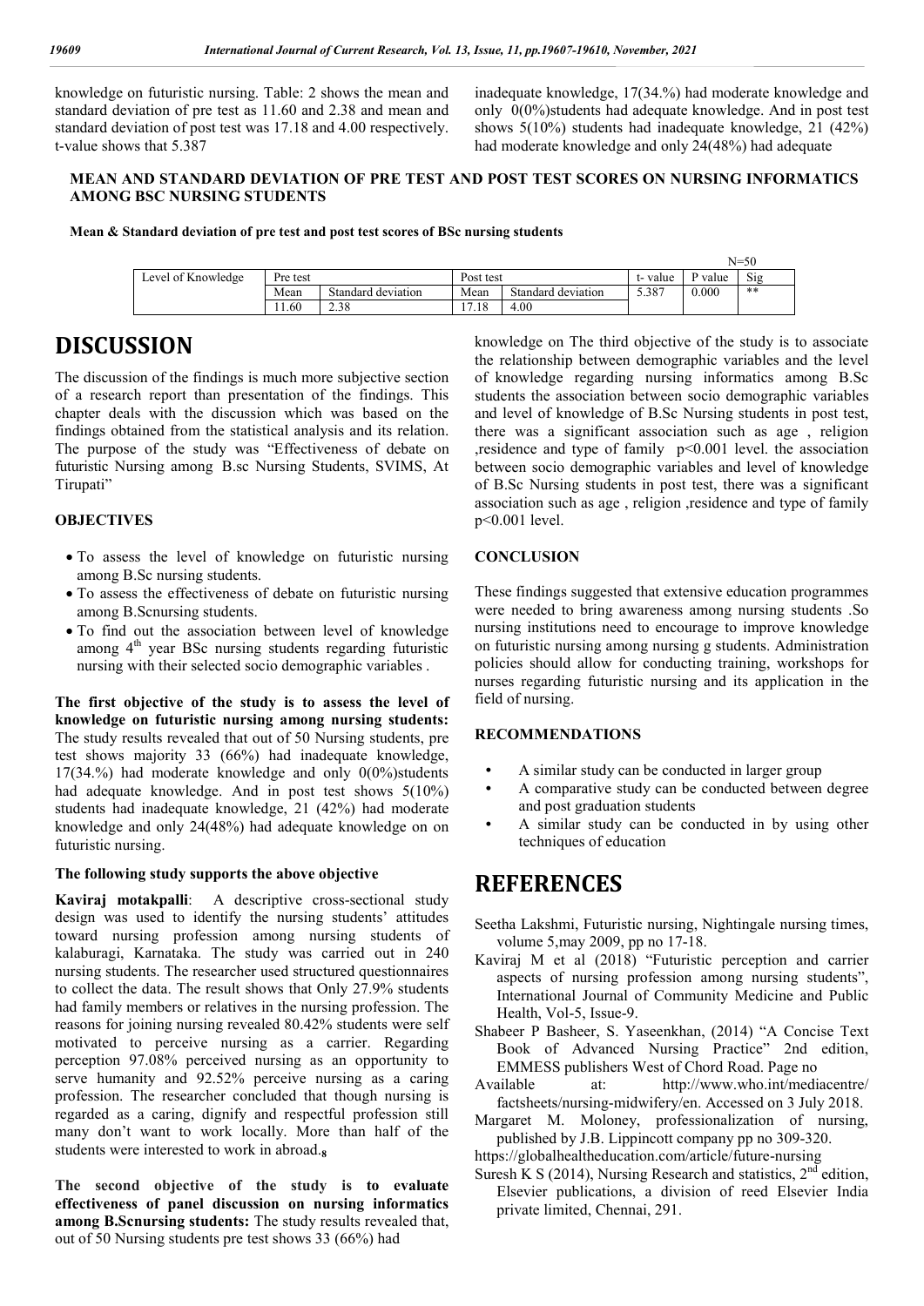knowledge on futuristic nursing. Table: 2 shows the mean and standard deviation of pre test as 11.60 and 2.38 and mean and standard deviation of post test was 17.18 and 4.00 respectively. t-value shows that 5.387

inadequate knowledge, 17(34.%) had moderate knowledge and only 0(0%)students had adequate knowledge. And in post test shows 5(10%) students had inadequate knowledge, 21 (42%) had moderate knowledge and only 24(48%) had adequate

**MEAN AND STANDARD DEVIATION OF PRE TEST AND POST TEST SCORES ON NURSING INFORMATICS AMONG BSC NURSING STUDENTS**

**Mean & Standard deviation of pre test and post test scores of BSc nursing students**

N=50

| Level of Knowledge | Pre test | | Post test | | t- value | P value | Sig |
|---|---|---|---|---|---|---|---|
| | Mean | Standard deviation | Mean | Standard deviation | 5.387 | 0.000 | ** |
| | 11.60 | 2.38 | 17.18 | 4.00 | | | |

# DISCUSSION

The discussion of the findings is much more subjective section of a research report than presentation of the findings. This chapter deals with the discussion which was based on the findings obtained from the statistical analysis and its relation. The purpose of the study was "Effectiveness of debate on futuristic Nursing among B.sc Nursing Students, SVIMS, At Tirupati"

## OBJECTIVES

- To assess the level of knowledge on futuristic nursing among B.Sc nursing students.
- To assess the effectiveness of debate on futuristic nursing among B.Scnursing students.
- To find out the association between level of knowledge among 4th year BSc nursing students regarding futuristic nursing with their selected socio demographic variables .

**The first objective of the study is to assess the level of knowledge on futuristic nursing among nursing students:** The study results revealed that out of 50 Nursing students, pre test shows majority 33 (66%) had inadequate knowledge, 17(34.%) had moderate knowledge and only 0(0%)students had adequate knowledge. And in post test shows 5(10%) students had inadequate knowledge, 21 (42%) had moderate knowledge and only 24(48%) had adequate knowledge on on futuristic nursing.

### The following study supports the above objective

**Kaviraj motakpalli**: A descriptive cross-sectional study design was used to identify the nursing students' attitudes toward nursing profession among nursing students of kalaburagi, Karnataka. The study was carried out in 240 nursing students. The researcher used structured questionnaires to collect the data. The result shows that Only 27.9% students had family members or relatives in the nursing profession. The reasons for joining nursing revealed 80.42% students were self motivated to perceive nursing as a carrier. Regarding perception 97.08% perceived nursing as an opportunity to serve humanity and 92.52% perceive nursing as a caring profession. The researcher concluded that though nursing is regarded as a caring, dignify and respectful profession still many don't want to work locally. More than half of the students were interested to work in abroad.[8]

**The second objective of the study is to evaluate effectiveness of panel discussion on nursing informatics among B.Scnursing students:** The study results revealed that, out of 50 Nursing students pre test shows 33 (66%) had

knowledge on The third objective of the study is to associate the relationship between demographic variables and the level of knowledge regarding nursing informatics among B.Sc students the association between socio demographic variables and level of knowledge of B.Sc Nursing students in post test, there was a significant association such as age , religion ,residence and type of family $p<0.001$ level. the association between socio demographic variables and level of knowledge of B.Sc Nursing students in post test, there was a significant association such as age , religion ,residence and type of family $p<0.001$ level.

## CONCLUSION

These findings suggested that extensive education programmes were needed to bring awareness among nursing students .So nursing institutions need to encourage to improve knowledge on futuristic nursing among nursing g students. Administration policies should allow for conducting training, workshops for nurses regarding futuristic nursing and its application in the field of nursing.

## RECOMMENDATIONS

- A similar study can be conducted in larger group
- A comparative study can be conducted between degree and post graduation students
- A similar study can be conducted in by using other techniques of education

# REFERENCES

Seetha Lakshmi, Futuristic nursing, Nightingale nursing times, volume 5,may 2009, pp no 17-18.

Kaviraj M et al (2018) "Futuristic perception and carrier aspects of nursing profession among nursing students", International Journal of Community Medicine and Public Health, Vol-5, Issue-9.

Shabeer P Basheer, S. Yaseenkhan, (2014) "A Concise Text Book of Advanced Nursing Practice" 2nd edition, EMMESS publishers West of Chord Road. Page no

Available at: http://www.who.int/mediacentre/factsheets/nursing-midwifery/en. Accessed on 3 July 2018.

Margaret M. Moloney, professionalization of nursing, published by J.B. Lippincott company pp no 309-320.

https://globalhealtheducation.com/article/future-nursing

Suresh K S (2014), Nursing Research and statistics, 2nd edition, Elsevier publications, a division of reed Elsevier India private limited, Chennai, 291.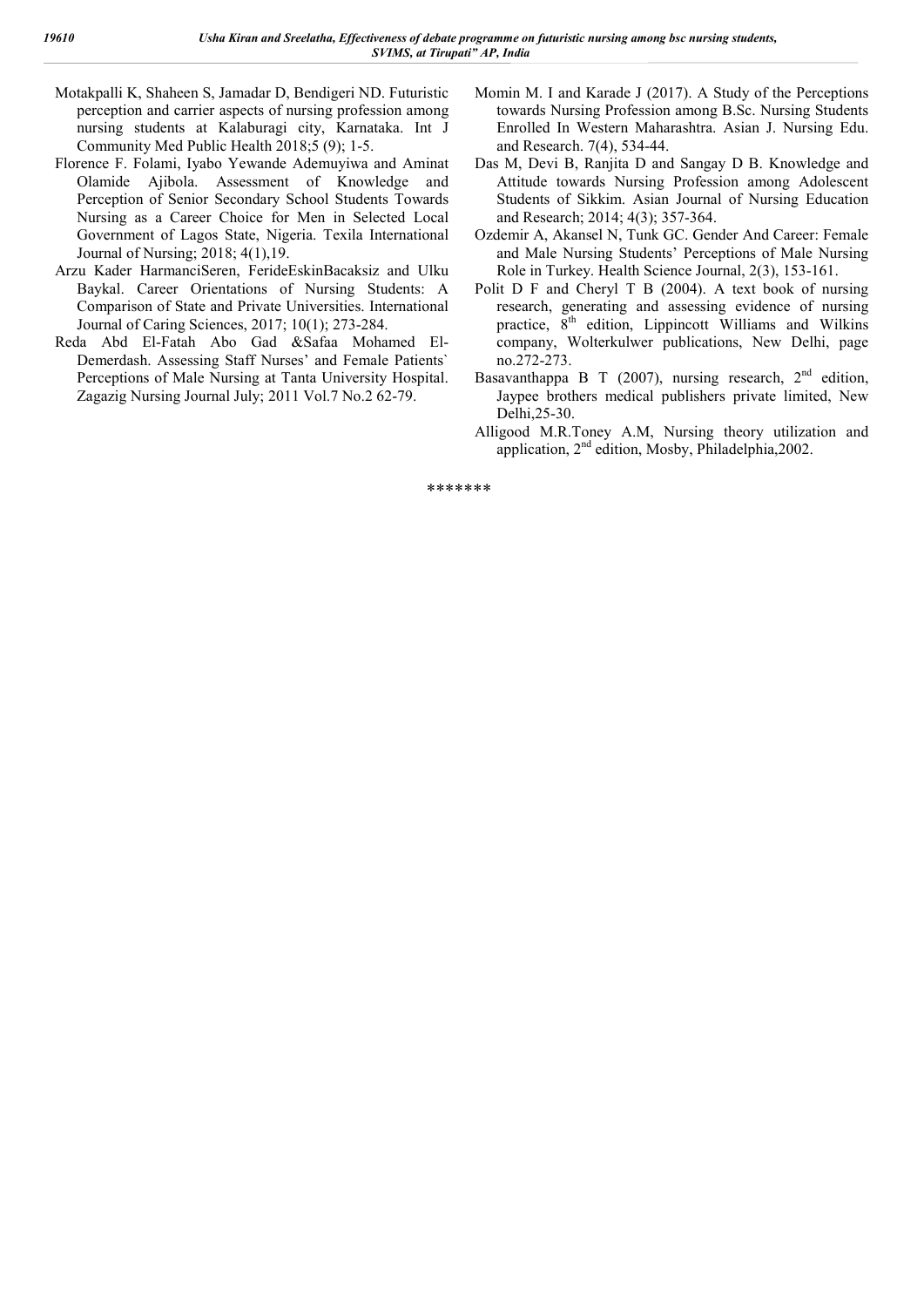Motakpalli K, Shaheen S, Jamadar D, Bendigeri ND. Futuristic perception and carrier aspects of nursing profession among nursing students at Kalaburagi city, Karnataka. Int J Community Med Public Health 2018;5 (9); 1-5.

Florence F. Folami, Iyabo Yewande Ademuyiwa and Aminat Olamide Ajibola. Assessment of Knowledge and Perception of Senior Secondary School Students Towards Nursing as a Career Choice for Men in Selected Local Government of Lagos State, Nigeria. Texila International Journal of Nursing; 2018; 4(1),19.

Arzu Kader HarmanciSeren, FerideEskinBacaksiz and Ulku Baykal. Career Orientations of Nursing Students: A Comparison of State and Private Universities. International Journal of Caring Sciences, 2017; 10(1); 273-284.

Reda Abd El-Fatah Abo Gad &Safaa Mohamed El-Demerdash. Assessing Staff Nurses' and Female Patients` Perceptions of Male Nursing at Tanta University Hospital. Zagazig Nursing Journal July; 2011 Vol.7 No.2 62-79.

Momin M. I and Karade J (2017). A Study of the Perceptions towards Nursing Profession among B.Sc. Nursing Students Enrolled In Western Maharashtra. Asian J. Nursing Edu. and Research. 7(4), 534-44.

Das M, Devi B, Ranjita D and Sangay D B. Knowledge and Attitude towards Nursing Profession among Adolescent Students of Sikkim. Asian Journal of Nursing Education and Research; 2014; 4(3); 357-364.

Ozdemir A, Akansel N, Tunk GC. Gender And Career: Female and Male Nursing Students' Perceptions of Male Nursing Role in Turkey. Health Science Journal, 2(3), 153-161.

Polit D F and Cheryl T B (2004). A text book of nursing research, generating and assessing evidence of nursing practice, 8th edition, Lippincott Williams and Wilkins company, Wolterkulwer publications, New Delhi, page no.272-273.

Basavanthappa B T (2007), nursing research, 2nd edition, Jaypee brothers medical publishers private limited, New Delhi,25-30.

Alligood M.R.Toney A.M, Nursing theory utilization and application, 2nd edition, Mosby, Philadelphia,2002.

*******